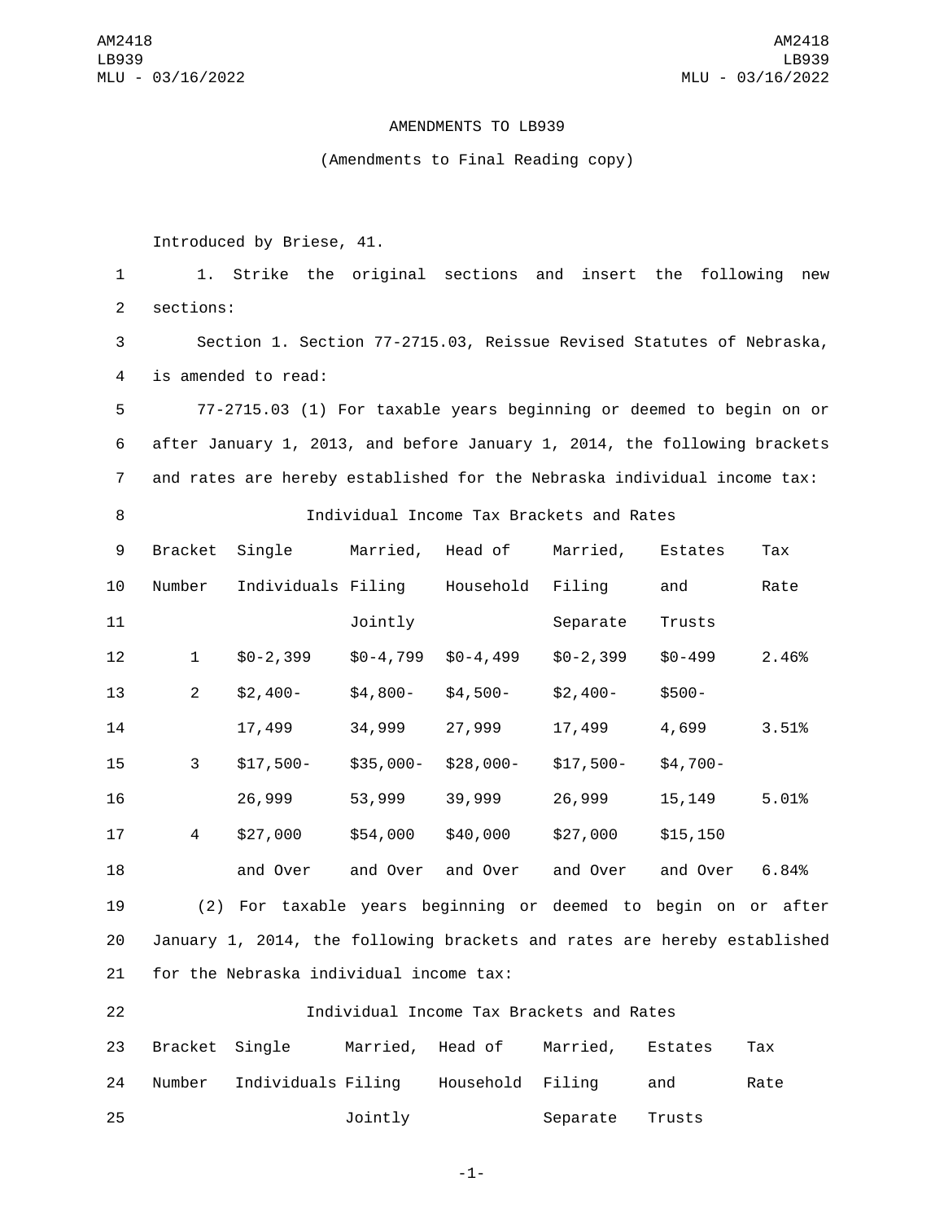AMENDMENTS TO LB939

(Amendments to Final Reading copy)

Introduced by Briese, 41.

1. Strike the original sections and insert the following new sections:

Section 1. Section 77-2715.03, Reissue Revised Statutes of Nebraska, is amended to read:

77-2715.03 (1) For taxable years beginning or deemed to begin on or after January 1, 2013, and before January 1, 2014, the following brackets and rates are hereby established for the Nebraska individual income tax:

Individual Income Tax Brackets and Rates

| Bracket Number | Single Individuals | Married, Filing Jointly | Head of Household | Married, Filing Separate | Estates and Trusts | Tax Rate |
|---|---|---|---|---|---|---|
| 1 | $0-2,399 | $0-4,799 | $0-4,499 | $0-2,399 | $0-499 | 2.46% |
| 2 | $2,400-17,499 | $4,800-34,999 | $4,500-27,999 | $2,400-17,499 | $500-4,699 | 3.51% |
| 3 | $17,500-26,999 | $35,000-53,999 | $28,000-39,999 | $17,500-26,999 | $4,700-15,149 | 5.01% |
| 4 | $27,000 and Over | $54,000 and Over | $40,000 and Over | $27,000 and Over | $15,150 and Over | 6.84% |

(2) For taxable years beginning or deemed to begin on or after January 1, 2014, the following brackets and rates are hereby established for the Nebraska individual income tax:

Individual Income Tax Brackets and Rates

| Bracket Number | Single Individuals | Married, Filing Jointly | Head of Household | Married, Filing Separate | Estates and Trusts | Tax Rate |
|---|---|---|---|---|---|---|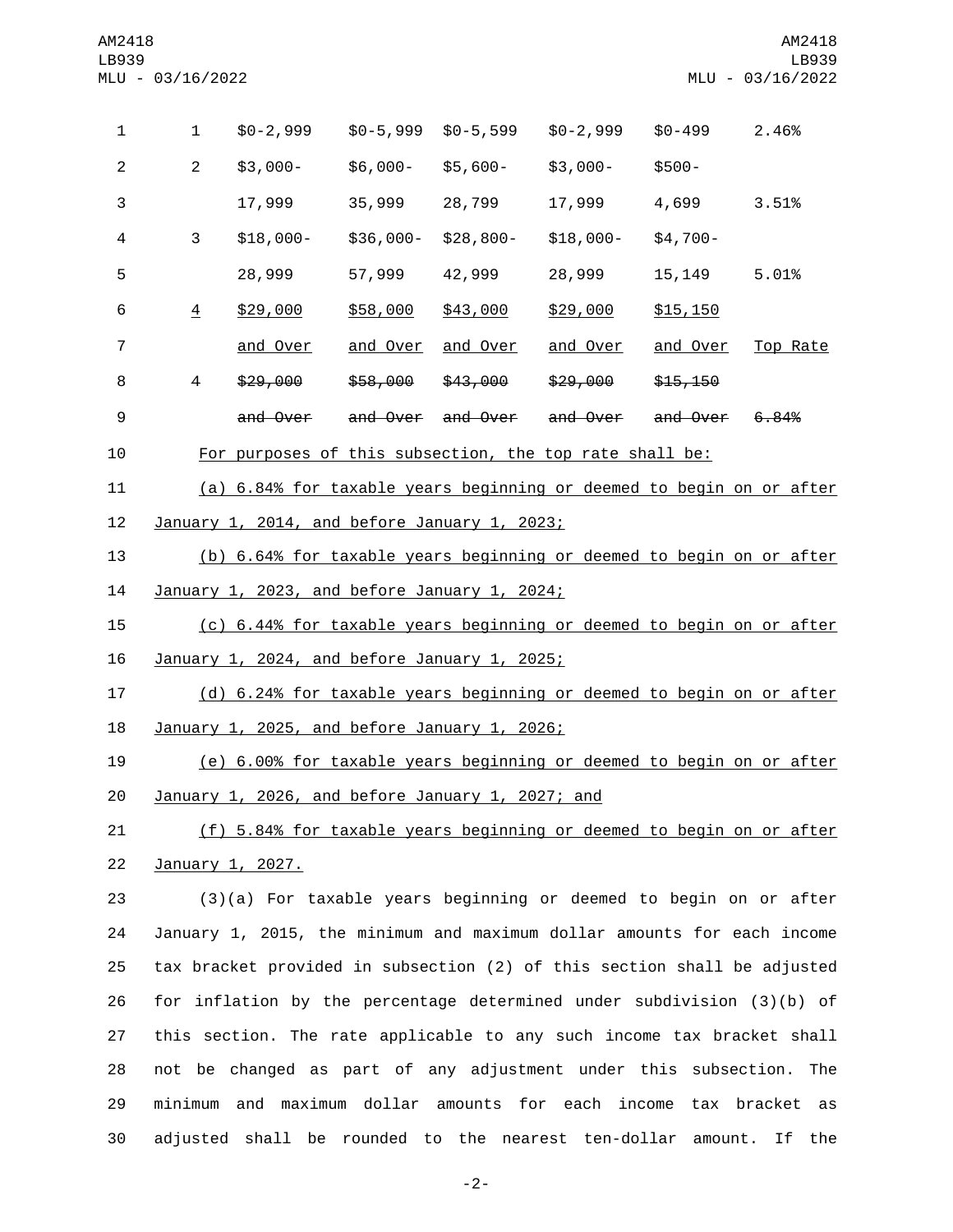| | | | | | | |
|---|---|---|---|---|---|---|
| 1 | $0-2,999 | $0-5,999 | $0-5,599 | $0-2,999 | $0-499 | 2.46% |
| 2 | $3,000-17,999 | $6,000-35,999 | $5,600-28,799 | $3,000-17,999 | $500-4,699 | 3.51% |
| 3 | $18,000-28,999 | $36,000-57,999 | $28,800-42,999 | $18,000-28,999 | $4,700-15,149 | 5.01% |
| 4 | $29,000 and Over | $58,000 and Over | $43,000 and Over | $29,000 and Over | $15,150 and Over | Top Rate |
| ~~4~~ | ~~$29,000 and Over~~ | ~~$58,000 and Over~~ | ~~$43,000 and Over~~ | ~~$29,000 and Over~~ | ~~$15,150 and Over~~ | ~~6.84%~~ |

For purposes of this subsection, the top rate shall be:

(a) 6.84% for taxable years beginning or deemed to begin on or after January 1, 2014, and before January 1, 2023;

(b) 6.64% for taxable years beginning or deemed to begin on or after January 1, 2023, and before January 1, 2024;

(c) 6.44% for taxable years beginning or deemed to begin on or after January 1, 2024, and before January 1, 2025;

(d) 6.24% for taxable years beginning or deemed to begin on or after January 1, 2025, and before January 1, 2026;

(e) 6.00% for taxable years beginning or deemed to begin on or after January 1, 2026, and before January 1, 2027; and

(f) 5.84% for taxable years beginning or deemed to begin on or after January 1, 2027.

(3)(a) For taxable years beginning or deemed to begin on or after January 1, 2015, the minimum and maximum dollar amounts for each income tax bracket provided in subsection (2) of this section shall be adjusted for inflation by the percentage determined under subdivision (3)(b) of this section. The rate applicable to any such income tax bracket shall not be changed as part of any adjustment under this subsection. The minimum and maximum dollar amounts for each income tax bracket as adjusted shall be rounded to the nearest ten-dollar amount. If the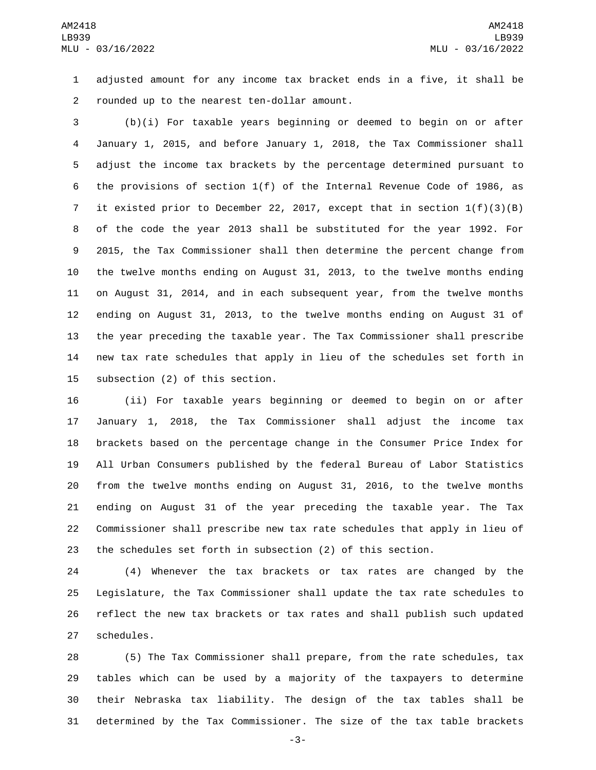adjusted amount for any income tax bracket ends in a five, it shall be rounded up to the nearest ten-dollar amount.

(b)(i) For taxable years beginning or deemed to begin on or after January 1, 2015, and before January 1, 2018, the Tax Commissioner shall adjust the income tax brackets by the percentage determined pursuant to the provisions of section 1(f) of the Internal Revenue Code of 1986, as it existed prior to December 22, 2017, except that in section 1(f)(3)(B) of the code the year 2013 shall be substituted for the year 1992. For 2015, the Tax Commissioner shall then determine the percent change from the twelve months ending on August 31, 2013, to the twelve months ending on August 31, 2014, and in each subsequent year, from the twelve months ending on August 31, 2013, to the twelve months ending on August 31 of the year preceding the taxable year. The Tax Commissioner shall prescribe new tax rate schedules that apply in lieu of the schedules set forth in subsection (2) of this section.

(ii) For taxable years beginning or deemed to begin on or after January 1, 2018, the Tax Commissioner shall adjust the income tax brackets based on the percentage change in the Consumer Price Index for All Urban Consumers published by the federal Bureau of Labor Statistics from the twelve months ending on August 31, 2016, to the twelve months ending on August 31 of the year preceding the taxable year. The Tax Commissioner shall prescribe new tax rate schedules that apply in lieu of the schedules set forth in subsection (2) of this section.

(4) Whenever the tax brackets or tax rates are changed by the Legislature, the Tax Commissioner shall update the tax rate schedules to reflect the new tax brackets or tax rates and shall publish such updated schedules.

(5) The Tax Commissioner shall prepare, from the rate schedules, tax tables which can be used by a majority of the taxpayers to determine their Nebraska tax liability. The design of the tax tables shall be determined by the Tax Commissioner. The size of the tax table brackets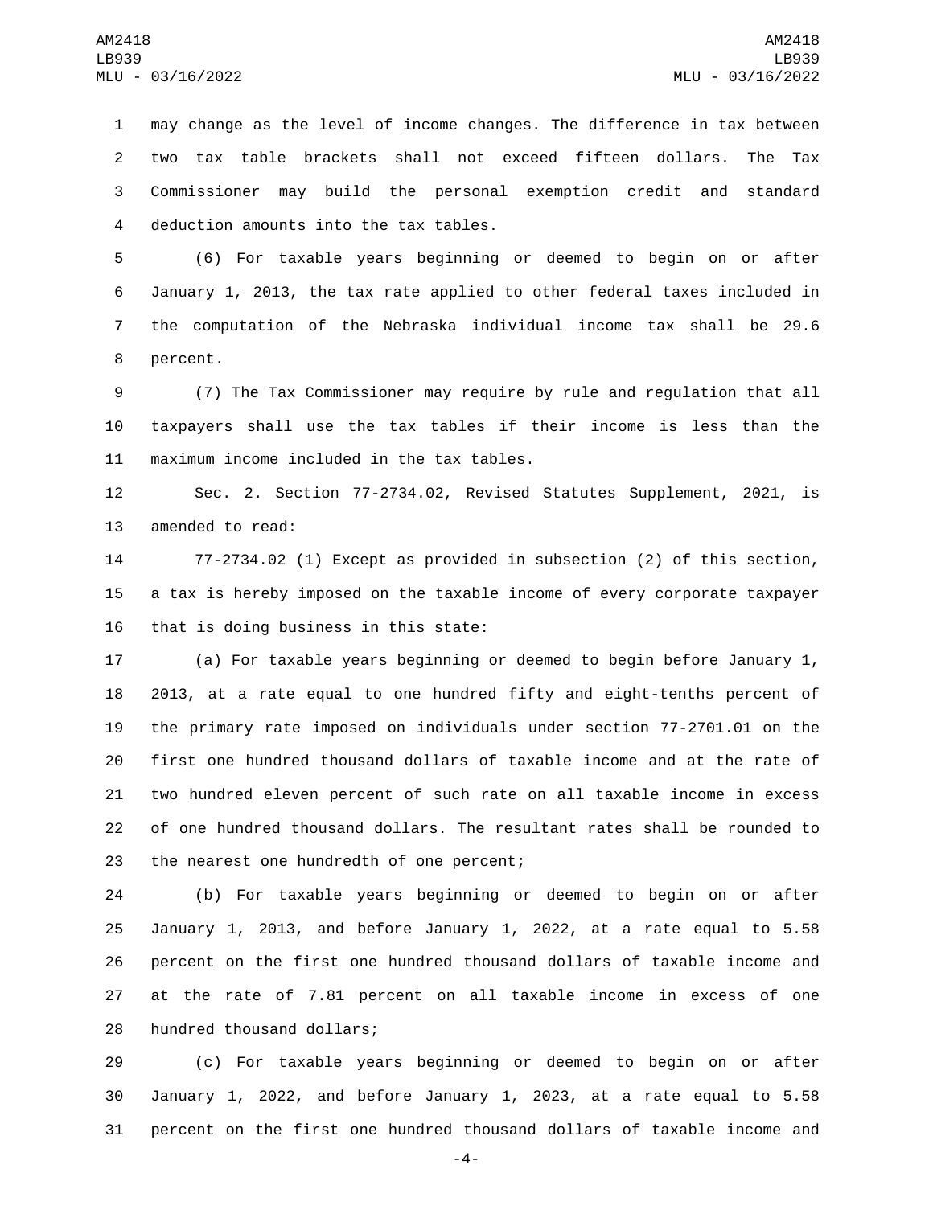may change as the level of income changes. The difference in tax between two tax table brackets shall not exceed fifteen dollars. The Tax Commissioner may build the personal exemption credit and standard deduction amounts into the tax tables.

(6) For taxable years beginning or deemed to begin on or after January 1, 2013, the tax rate applied to other federal taxes included in the computation of the Nebraska individual income tax shall be 29.6 percent.

(7) The Tax Commissioner may require by rule and regulation that all taxpayers shall use the tax tables if their income is less than the maximum income included in the tax tables.

Sec. 2. Section 77-2734.02, Revised Statutes Supplement, 2021, is amended to read:

77-2734.02 (1) Except as provided in subsection (2) of this section, a tax is hereby imposed on the taxable income of every corporate taxpayer that is doing business in this state:

(a) For taxable years beginning or deemed to begin before January 1, 2013, at a rate equal to one hundred fifty and eight-tenths percent of the primary rate imposed on individuals under section 77-2701.01 on the first one hundred thousand dollars of taxable income and at the rate of two hundred eleven percent of such rate on all taxable income in excess of one hundred thousand dollars. The resultant rates shall be rounded to the nearest one hundredth of one percent;

(b) For taxable years beginning or deemed to begin on or after January 1, 2013, and before January 1, 2022, at a rate equal to 5.58 percent on the first one hundred thousand dollars of taxable income and at the rate of 7.81 percent on all taxable income in excess of one hundred thousand dollars;

(c) For taxable years beginning or deemed to begin on or after January 1, 2022, and before January 1, 2023, at a rate equal to 5.58 percent on the first one hundred thousand dollars of taxable income and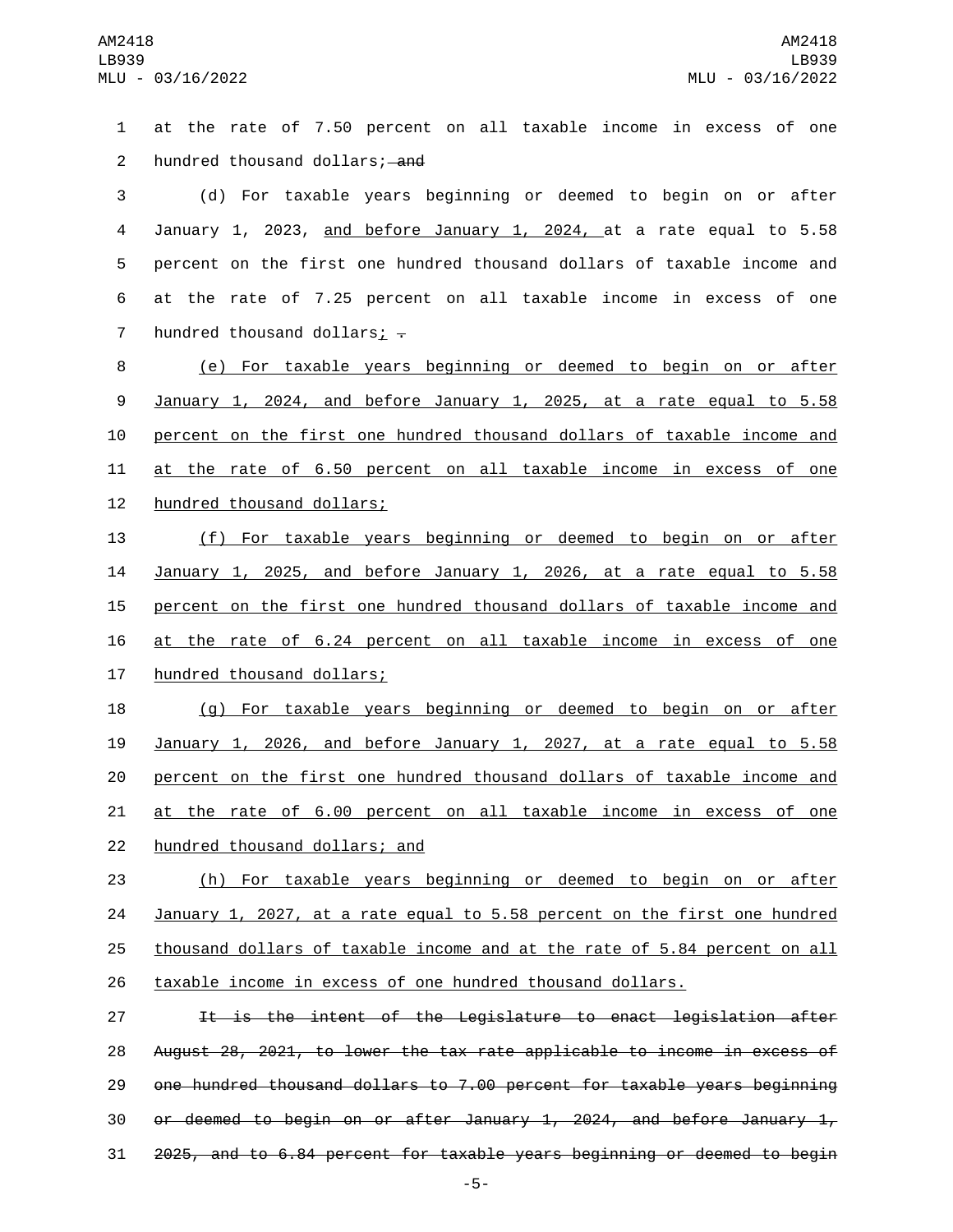at the rate of 7.50 percent on all taxable income in excess of one hundred thousand dollars; ~~and~~

(d) For taxable years beginning or deemed to begin on or after January 1, 2023, <u>and before January 1, 2024,</u> at a rate equal to 5.58 percent on the first one hundred thousand dollars of taxable income and at the rate of 7.25 percent on all taxable income in excess of one hundred thousand dollars<u>;</u> ~~.~~

<u>(e) For taxable years beginning or deemed to begin on or after January 1, 2024, and before January 1, 2025, at a rate equal to 5.58 percent on the first one hundred thousand dollars of taxable income and at the rate of 6.50 percent on all taxable income in excess of one hundred thousand dollars;</u>

<u>(f) For taxable years beginning or deemed to begin on or after January 1, 2025, and before January 1, 2026, at a rate equal to 5.58 percent on the first one hundred thousand dollars of taxable income and at the rate of 6.24 percent on all taxable income in excess of one hundred thousand dollars;</u>

<u>(g) For taxable years beginning or deemed to begin on or after January 1, 2026, and before January 1, 2027, at a rate equal to 5.58 percent on the first one hundred thousand dollars of taxable income and at the rate of 6.00 percent on all taxable income in excess of one hundred thousand dollars; and</u>

<u>(h) For taxable years beginning or deemed to begin on or after January 1, 2027, at a rate equal to 5.58 percent on the first one hundred thousand dollars of taxable income and at the rate of 5.84 percent on all taxable income in excess of one hundred thousand dollars.</u>

~~It is the intent of the Legislature to enact legislation after August 28, 2021, to lower the tax rate applicable to income in excess of one hundred thousand dollars to 7.00 percent for taxable years beginning or deemed to begin on or after January 1, 2024, and before January 1, 2025, and to 6.84 percent for taxable years beginning or deemed to begin~~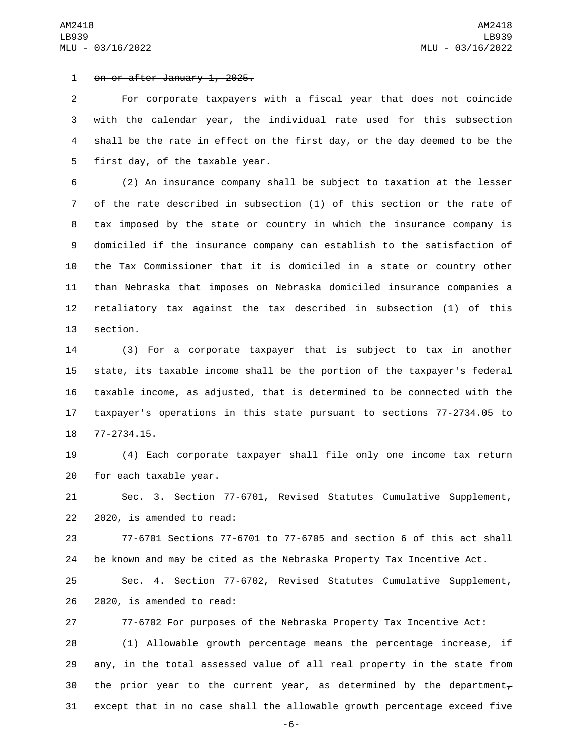~~on or after January 1, 2025.~~

For corporate taxpayers with a fiscal year that does not coincide with the calendar year, the individual rate used for this subsection shall be the rate in effect on the first day, or the day deemed to be the first day, of the taxable year.

(2) An insurance company shall be subject to taxation at the lesser of the rate described in subsection (1) of this section or the rate of tax imposed by the state or country in which the insurance company is domiciled if the insurance company can establish to the satisfaction of the Tax Commissioner that it is domiciled in a state or country other than Nebraska that imposes on Nebraska domiciled insurance companies a retaliatory tax against the tax described in subsection (1) of this section.

(3) For a corporate taxpayer that is subject to tax in another state, its taxable income shall be the portion of the taxpayer's federal taxable income, as adjusted, that is determined to be connected with the taxpayer's operations in this state pursuant to sections 77-2734.05 to 77-2734.15.

(4) Each corporate taxpayer shall file only one income tax return for each taxable year.

Sec. 3. Section 77-6701, Revised Statutes Cumulative Supplement, 2020, is amended to read:

77-6701 Sections 77-6701 to 77-6705 <u>and section 6 of this act</u> shall be known and may be cited as the Nebraska Property Tax Incentive Act.

Sec. 4. Section 77-6702, Revised Statutes Cumulative Supplement, 2020, is amended to read:

77-6702 For purposes of the Nebraska Property Tax Incentive Act:

(1) Allowable growth percentage means the percentage increase, if any, in the total assessed value of all real property in the state from the prior year to the current year, as determined by the department~~, except that in no case shall the allowable growth percentage exceed five~~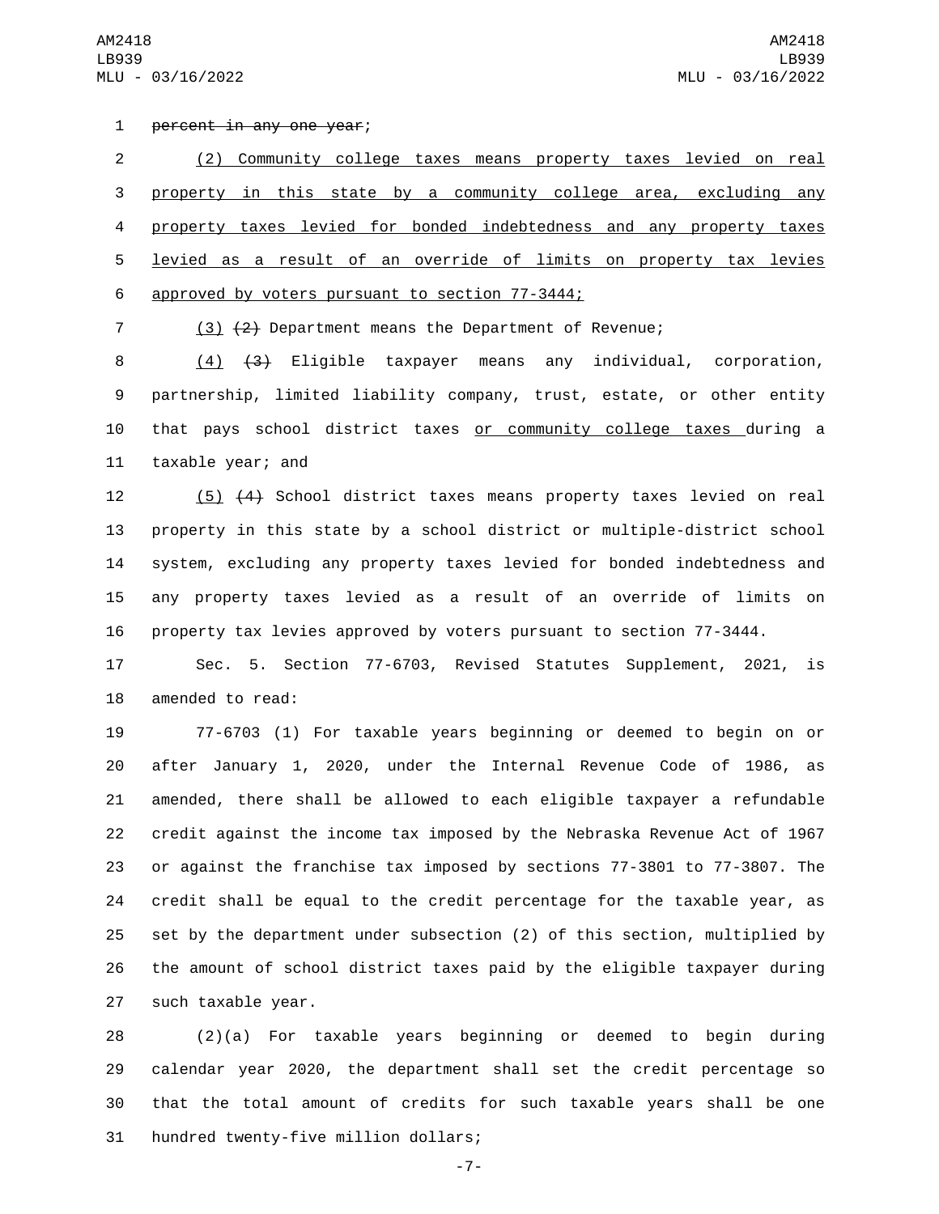~~percent in any one year~~;

<u>(2) Community college taxes means property taxes levied on real property in this state by a community college area, excluding any property taxes levied for bonded indebtedness and any property taxes levied as a result of an override of limits on property tax levies approved by voters pursuant to section 77-3444;</u>

<u>(3)</u> ~~(2)~~ Department means the Department of Revenue;

<u>(4)</u> ~~(3)~~ Eligible taxpayer means any individual, corporation, partnership, limited liability company, trust, estate, or other entity that pays school district taxes <u>or community college taxes</u> during a taxable year; and

<u>(5)</u> ~~(4)~~ School district taxes means property taxes levied on real property in this state by a school district or multiple-district school system, excluding any property taxes levied for bonded indebtedness and any property taxes levied as a result of an override of limits on property tax levies approved by voters pursuant to section 77-3444.

Sec. 5. Section 77-6703, Revised Statutes Supplement, 2021, is amended to read:

77-6703 (1) For taxable years beginning or deemed to begin on or after January 1, 2020, under the Internal Revenue Code of 1986, as amended, there shall be allowed to each eligible taxpayer a refundable credit against the income tax imposed by the Nebraska Revenue Act of 1967 or against the franchise tax imposed by sections 77-3801 to 77-3807. The credit shall be equal to the credit percentage for the taxable year, as set by the department under subsection (2) of this section, multiplied by the amount of school district taxes paid by the eligible taxpayer during such taxable year.

(2)(a) For taxable years beginning or deemed to begin during calendar year 2020, the department shall set the credit percentage so that the total amount of credits for such taxable years shall be one hundred twenty-five million dollars;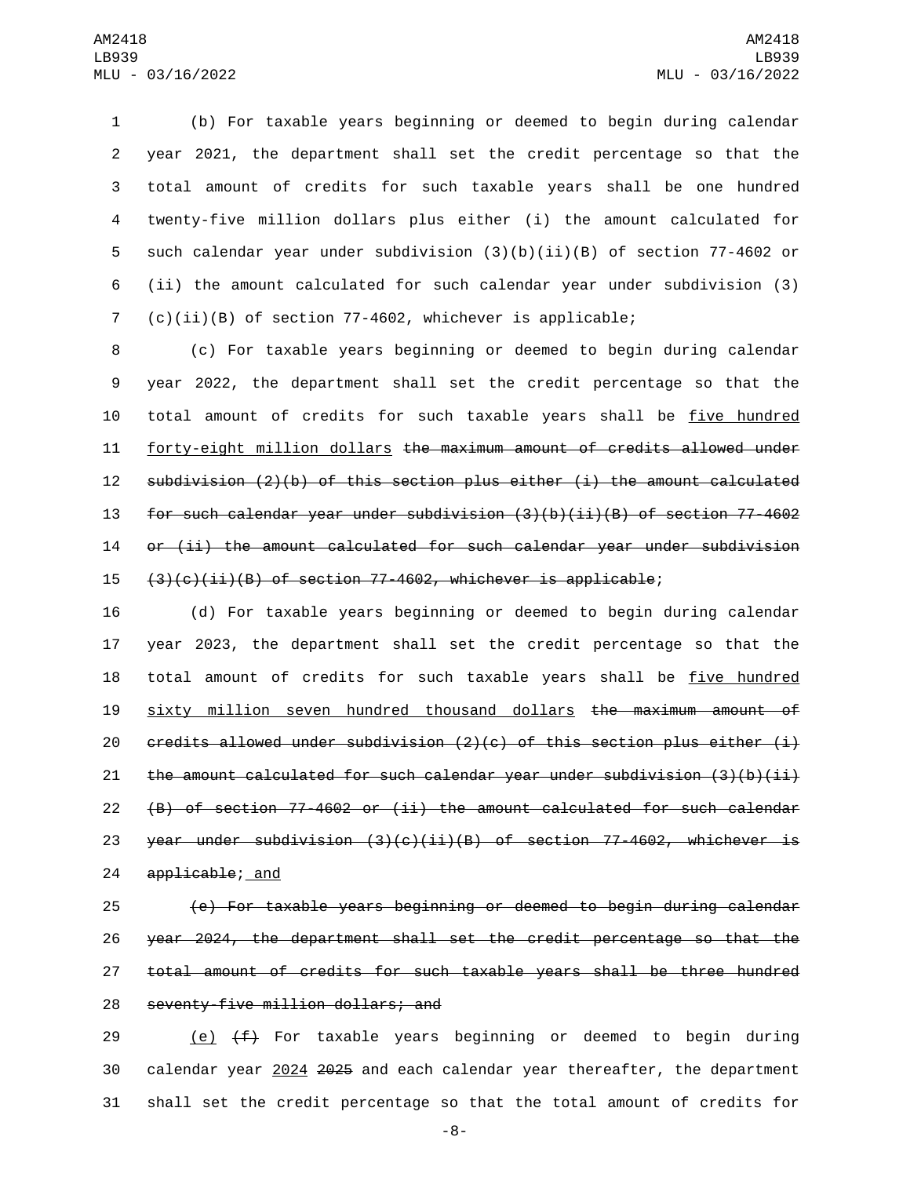(b) For taxable years beginning or deemed to begin during calendar year 2021, the department shall set the credit percentage so that the total amount of credits for such taxable years shall be one hundred twenty-five million dollars plus either (i) the amount calculated for such calendar year under subdivision (3)(b)(ii)(B) of section 77-4602 or (ii) the amount calculated for such calendar year under subdivision (3)(c)(ii)(B) of section 77-4602, whichever is applicable;

(c) For taxable years beginning or deemed to begin during calendar year 2022, the department shall set the credit percentage so that the total amount of credits for such taxable years shall be <u>five hundred forty-eight million dollars</u> ~~the maximum amount of credits allowed under subdivision (2)(b) of this section plus either (i) the amount calculated for such calendar year under subdivision (3)(b)(ii)(B) of section 77-4602 or (ii) the amount calculated for such calendar year under subdivision (3)(c)(ii)(B) of section 77-4602, whichever is applicable~~;

(d) For taxable years beginning or deemed to begin during calendar year 2023, the department shall set the credit percentage so that the total amount of credits for such taxable years shall be <u>five hundred sixty million seven hundred thousand dollars</u> ~~the maximum amount of credits allowed under subdivision (2)(c) of this section plus either (i) the amount calculated for such calendar year under subdivision (3)(b)(ii)(B) of section 77-4602 or (ii) the amount calculated for such calendar year under subdivision (3)(c)(ii)(B) of section 77-4602, whichever is applicable~~;<u> and</u>

~~(e) For taxable years beginning or deemed to begin during calendar year 2024, the department shall set the credit percentage so that the total amount of credits for such taxable years shall be three hundred seventy-five million dollars; and~~

<u>(e)</u> ~~(f)~~ For taxable years beginning or deemed to begin during calendar year <u>2024</u> ~~2025~~ and each calendar year thereafter, the department shall set the credit percentage so that the total amount of credits for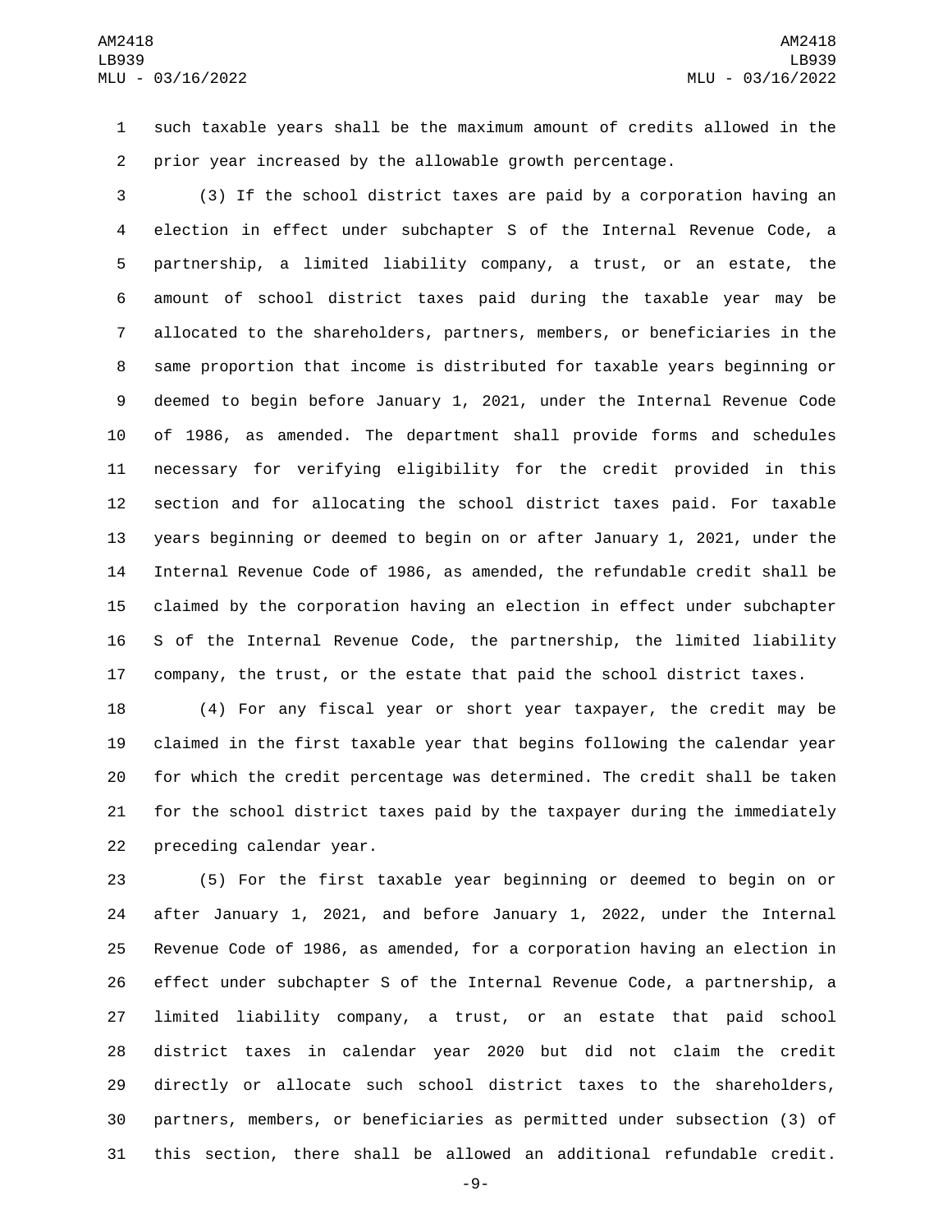such taxable years shall be the maximum amount of credits allowed in the prior year increased by the allowable growth percentage.

(3) If the school district taxes are paid by a corporation having an election in effect under subchapter S of the Internal Revenue Code, a partnership, a limited liability company, a trust, or an estate, the amount of school district taxes paid during the taxable year may be allocated to the shareholders, partners, members, or beneficiaries in the same proportion that income is distributed for taxable years beginning or deemed to begin before January 1, 2021, under the Internal Revenue Code of 1986, as amended. The department shall provide forms and schedules necessary for verifying eligibility for the credit provided in this section and for allocating the school district taxes paid. For taxable years beginning or deemed to begin on or after January 1, 2021, under the Internal Revenue Code of 1986, as amended, the refundable credit shall be claimed by the corporation having an election in effect under subchapter S of the Internal Revenue Code, the partnership, the limited liability company, the trust, or the estate that paid the school district taxes.

(4) For any fiscal year or short year taxpayer, the credit may be claimed in the first taxable year that begins following the calendar year for which the credit percentage was determined. The credit shall be taken for the school district taxes paid by the taxpayer during the immediately preceding calendar year.

(5) For the first taxable year beginning or deemed to begin on or after January 1, 2021, and before January 1, 2022, under the Internal Revenue Code of 1986, as amended, for a corporation having an election in effect under subchapter S of the Internal Revenue Code, a partnership, a limited liability company, a trust, or an estate that paid school district taxes in calendar year 2020 but did not claim the credit directly or allocate such school district taxes to the shareholders, partners, members, or beneficiaries as permitted under subsection (3) of this section, there shall be allowed an additional refundable credit.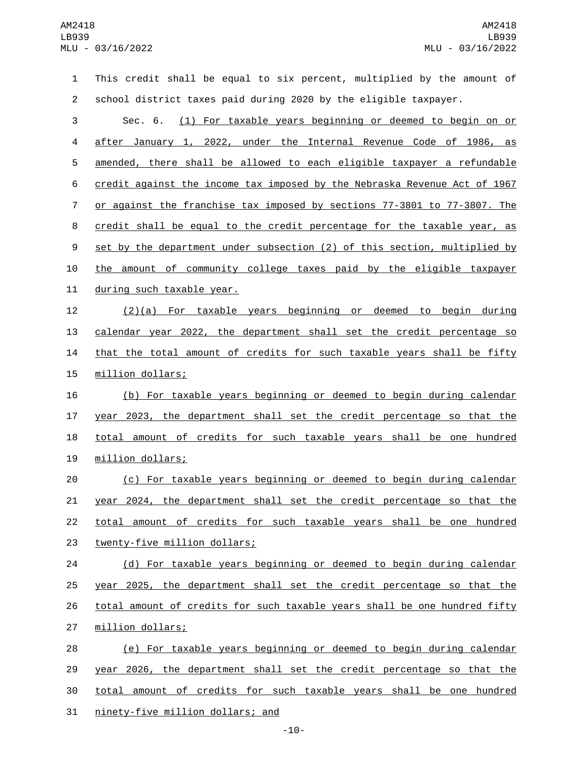This credit shall be equal to six percent, multiplied by the amount of school district taxes paid during 2020 by the eligible taxpayer.

Sec. 6. (1) For taxable years beginning or deemed to begin on or after January 1, 2022, under the Internal Revenue Code of 1986, as amended, there shall be allowed to each eligible taxpayer a refundable credit against the income tax imposed by the Nebraska Revenue Act of 1967 or against the franchise tax imposed by sections 77-3801 to 77-3807. The credit shall be equal to the credit percentage for the taxable year, as set by the department under subsection (2) of this section, multiplied by the amount of community college taxes paid by the eligible taxpayer during such taxable year.

(2)(a) For taxable years beginning or deemed to begin during calendar year 2022, the department shall set the credit percentage so that the total amount of credits for such taxable years shall be fifty million dollars;

(b) For taxable years beginning or deemed to begin during calendar year 2023, the department shall set the credit percentage so that the total amount of credits for such taxable years shall be one hundred million dollars;

(c) For taxable years beginning or deemed to begin during calendar year 2024, the department shall set the credit percentage so that the total amount of credits for such taxable years shall be one hundred twenty-five million dollars;

(d) For taxable years beginning or deemed to begin during calendar year 2025, the department shall set the credit percentage so that the total amount of credits for such taxable years shall be one hundred fifty million dollars;

(e) For taxable years beginning or deemed to begin during calendar year 2026, the department shall set the credit percentage so that the total amount of credits for such taxable years shall be one hundred ninety-five million dollars; and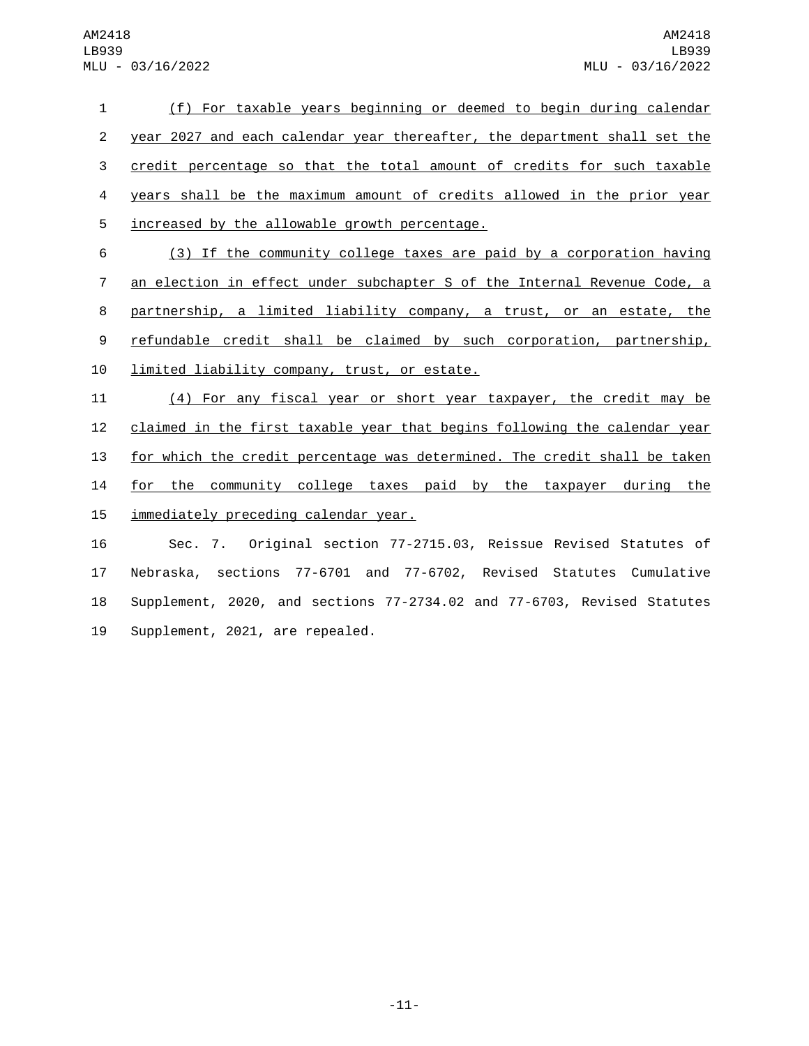(f) For taxable years beginning or deemed to begin during calendar year 2027 and each calendar year thereafter, the department shall set the credit percentage so that the total amount of credits for such taxable years shall be the maximum amount of credits allowed in the prior year increased by the allowable growth percentage.

(3) If the community college taxes are paid by a corporation having an election in effect under subchapter S of the Internal Revenue Code, a partnership, a limited liability company, a trust, or an estate, the refundable credit shall be claimed by such corporation, partnership, limited liability company, trust, or estate.

(4) For any fiscal year or short year taxpayer, the credit may be claimed in the first taxable year that begins following the calendar year for which the credit percentage was determined. The credit shall be taken for the community college taxes paid by the taxpayer during the immediately preceding calendar year.

Sec. 7. Original section 77-2715.03, Reissue Revised Statutes of Nebraska, sections 77-6701 and 77-6702, Revised Statutes Cumulative Supplement, 2020, and sections 77-2734.02 and 77-6703, Revised Statutes Supplement, 2021, are repealed.